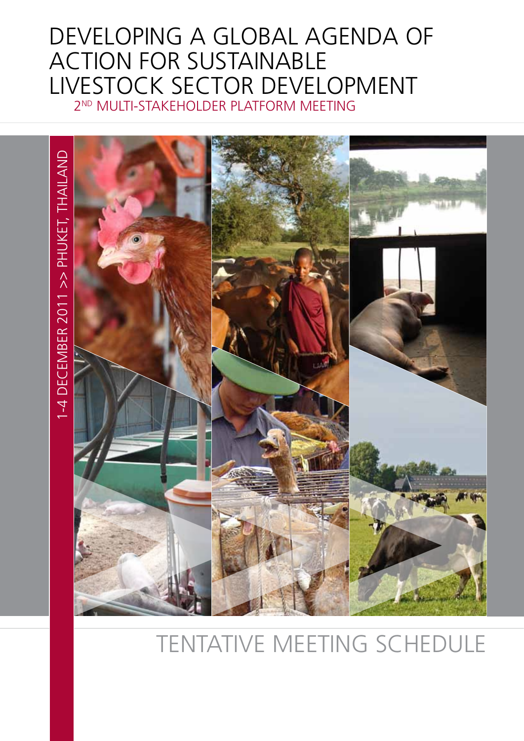# DEVELOPING A GLOBAL AGENDA OF ACTION FOR SUSTAINABLE LIVESTOCK SECTOR DEVELOPMENT

## 2ND MULTI-STAKEHOLDER PLATFORM MEETING

1-4 DECEMBER 2011 >> PHUKET, THAILAND

# TENTATIVE MEETING SCHEDULE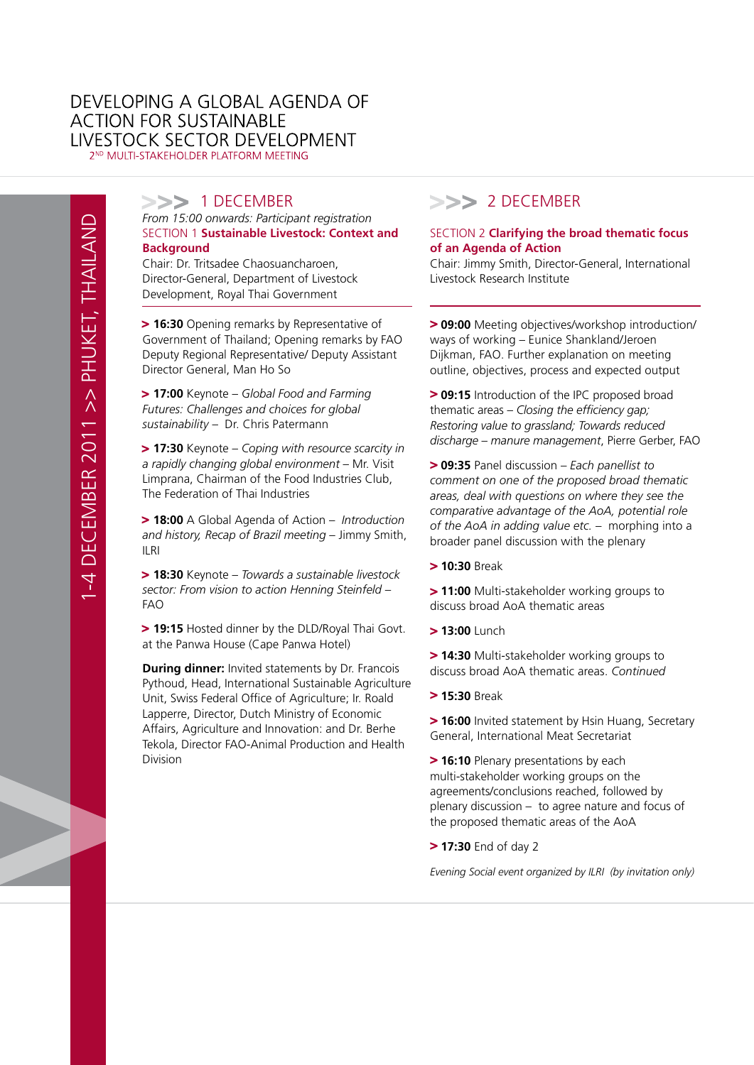# DEVELOPING A GLOBAL AGENDA OF ACTION FOR SUSTAINABLE LIVESTOCK SECTOR DEVELOPMENT

2ND MULTI-STAKEHOLDER PLATFORM MEETING

1-4 DECEMBER 2011 >> PHUKET, THAILAND

## 1 DECEMBER

*From 15:00 onwards: Participant registration*

SECTION 1 **Sustainable Livestock: Context and Background**

Chair: Dr. Tritsadee Chaosuancharoen, Director-General, Department of Livestock Development, Royal Thai Government

> **16:30** Opening remarks by Representative of Government of Thailand; Opening remarks by FAO Deputy Regional Representative/ Deputy Assistant Director General, Man Ho So

> **17:00** Keynote – *Global Food and Farming Futures: Challenges and choices for global sustainability* – Dr. Chris Patermann

> **17:30** Keynote – *Coping with resource scarcity in a rapidly changing global environment* – Mr. Visit Limprana, Chairman of the Food Industries Club, The Federation of Thai Industries

> **18:00** A Global Agenda of Action – *Introduction and history, Recap of Brazil meeting* – Jimmy Smith, ILRI

> **18:30** Keynote – *Towards a sustainable livestock sector: From vision to action Henning Steinfeld* – FAO

> **19:15** Hosted dinner by the DLD/Royal Thai Govt. at the Panwa House (Cape Panwa Hotel)

**During dinner:** Invited statements by Dr. Francois Pythoud, Head, International Sustainable Agriculture Unit, Swiss Federal Office of Agriculture; Ir. Roald Lapperre, Director, Dutch Ministry of Economic Affairs, Agriculture and Innovation: and Dr. Berhe Tekola, Director FAO-Animal Production and Health Division

## 2 DECEMBER

SECTION 2 **Clarifying the broad thematic focus of an Agenda of Action**

Chair: Jimmy Smith, Director-General, International Livestock Research Institute

> **09:00** Meeting objectives/workshop introduction/ ways of working – Eunice Shankland/Jeroen Dijkman, FAO. Further explanation on meeting outline, objectives, process and expected output

> **09:15** Introduction of the IPC proposed broad thematic areas – *Closing the efficiency gap; Restoring value to grassland; Towards reduced discharge – manure management*, Pierre Gerber, FAO

> **09:35** Panel discussion – *Each panellist to comment on one of the proposed broad thematic areas, deal with questions on where they see the comparative advantage of the AoA, potential role of the AoA in adding value etc.* – morphing into a broader panel discussion with the plenary

> **10:30** Break

> **11:00** Multi-stakeholder working groups to discuss broad AoA thematic areas

> **13:00** Lunch

> **14:30** Multi-stakeholder working groups to discuss broad AoA thematic areas. *Continued*

> **15:30** Break

> **16:00** Invited statement by Hsin Huang, Secretary General, International Meat Secretariat

> **16:10** Plenary presentations by each multi-stakeholder working groups on the agreements/conclusions reached, followed by plenary discussion – to agree nature and focus of the proposed thematic areas of the AoA

> **17:30** End of day 2

*Evening Social event organized by ILRI (by invitation only)*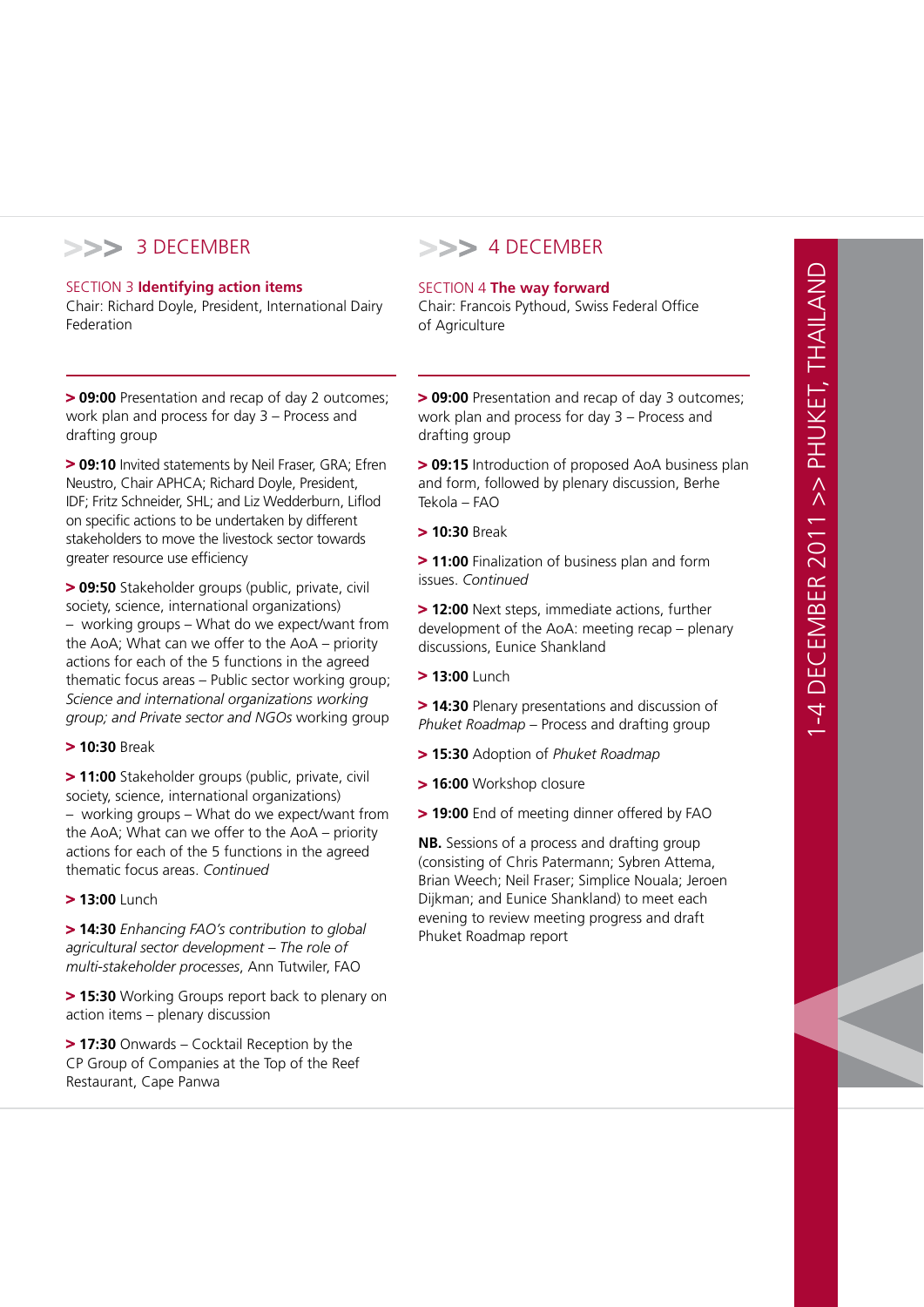## 3 DECEMBER

SECTION 3 **Identifying action items**
Chair: Richard Doyle, President, International Dairy Federation

> **09:00** Presentation and recap of day 2 outcomes; work plan and process for day 3 – Process and drafting group

> **09:10** Invited statements by Neil Fraser, GRA; Efren Neustro, Chair APHCA; Richard Doyle, President, IDF; Fritz Schneider, SHL; and Liz Wedderburn, Lifled on specific actions to be undertaken by different stakeholders to move the livestock sector towards greater resource use efficiency

> **09:50** Stakeholder groups (public, private, civil society, science, international organizations) – working groups – What do we expect/want from the AoA; What can we offer to the AoA – priority actions for each of the 5 functions in the agreed thematic focus areas – Public sector working group; *Science and international organizations working group; and Private sector and NGOs* working group

> **10:30** Break

> **11:00** Stakeholder groups (public, private, civil society, science, international organizations) – working groups – What do we expect/want from the AoA; What can we offer to the AoA – priority actions for each of the 5 functions in the agreed thematic focus areas. *Continued*

> **13:00** Lunch

> **14:30** *Enhancing FAO's contribution to global agricultural sector development – The role of multi-stakeholder processes*, Ann Tutwiler, FAO

> **15:30** Working Groups report back to plenary on action items – plenary discussion

> **17:30** Onwards – Cocktail Reception by the CP Group of Companies at the Top of the Reef Restaurant, Cape Panwa

## 4 DECEMBER

SECTION 4 **The way forward**
Chair: Francois Pythoud, Swiss Federal Office of Agriculture

> **09:00** Presentation and recap of day 3 outcomes; work plan and process for day 3 – Process and drafting group

> **09:15** Introduction of proposed AoA business plan and form, followed by plenary discussion, Berhe Tekola – FAO

> **10:30** Break

> **11:00** Finalization of business plan and form issues. *Continued*

> **12:00** Next steps, immediate actions, further development of the AoA: meeting recap – plenary discussions, Eunice Shankland

> **13:00** Lunch

> **14:30** Plenary presentations and discussion of *Phuket Roadmap* – Process and drafting group

> **15:30** Adoption of *Phuket Roadmap*

> **16:00** Workshop closure

> **19:00** End of meeting dinner offered by FAO

**NB.** Sessions of a process and drafting group (consisting of Chris Patermann; Sybren Attema, Brian Weech; Neil Fraser; Simplice Nouala; Jeroen Dijkman; and Eunice Shankland) to meet each evening to review meeting progress and draft Phuket Roadmap report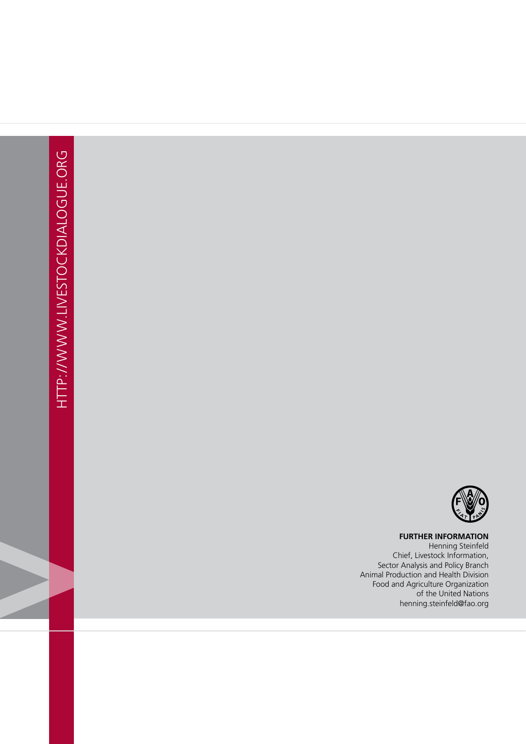HTTP://WWW.LIVESTOCKDIALOGUE.ORG

**FURTHER INFORMATION**
Henning Steinfeld
Chief, Livestock Information,
Sector Analysis and Policy Branch
Animal Production and Health Division
Food and Agriculture Organization
of the United Nations
henning.steinfeld@fao.org